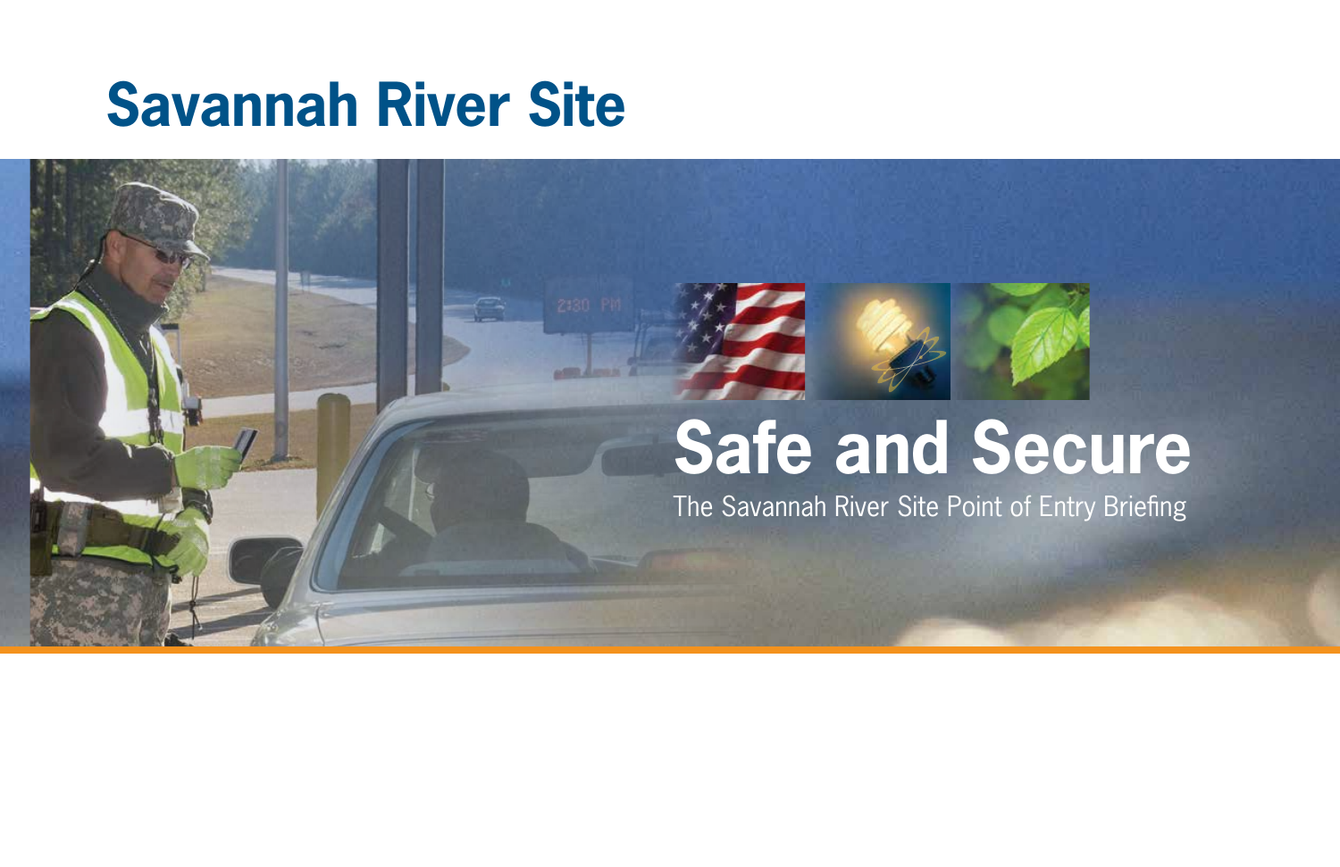# Savannah River Site

## Safe and Secure

The Savannah River Site Point of Entry Briefing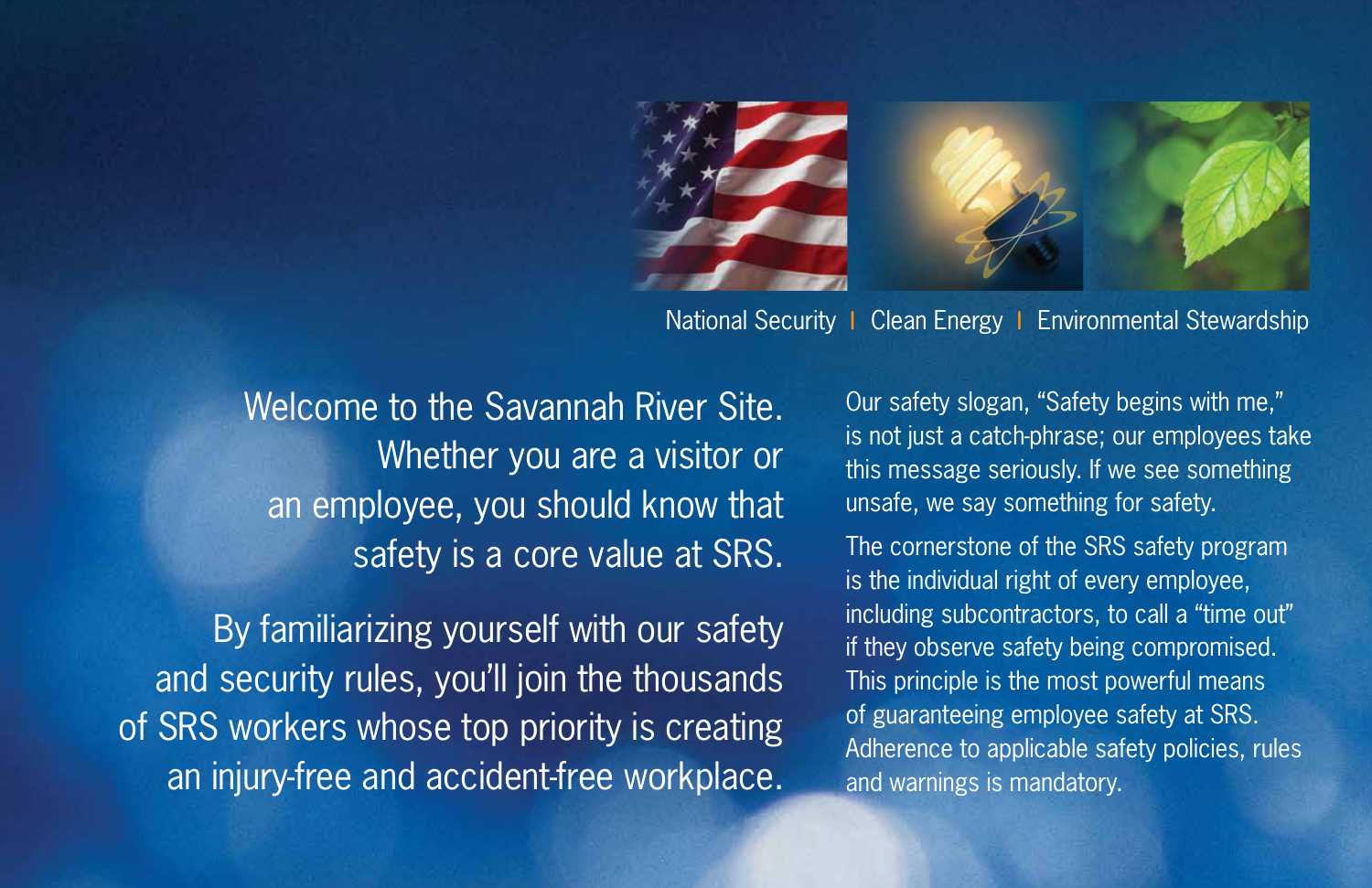National Security | Clean Energy | Environmental Stewardship

Welcome to the Savannah River Site. Whether you are a visitor or an employee, you should know that safety is a core value at SRS.

By familiarizing yourself with our safety and security rules, you'll join the thousands of SRS workers whose top priority is creating an injury-free and accident-free workplace.

Our safety slogan, "Safety begins with me," is not just a catch-phrase; our employees take this message seriously. If we see something unsafe, we say something for safety.

The cornerstone of the SRS safety program is the individual right of every employee, including subcontractors, to call a "time out" if they observe safety being compromised. This principle is the most powerful means of guaranteeing employee safety at SRS. Adherence to applicable safety policies, rules and warnings is mandatory.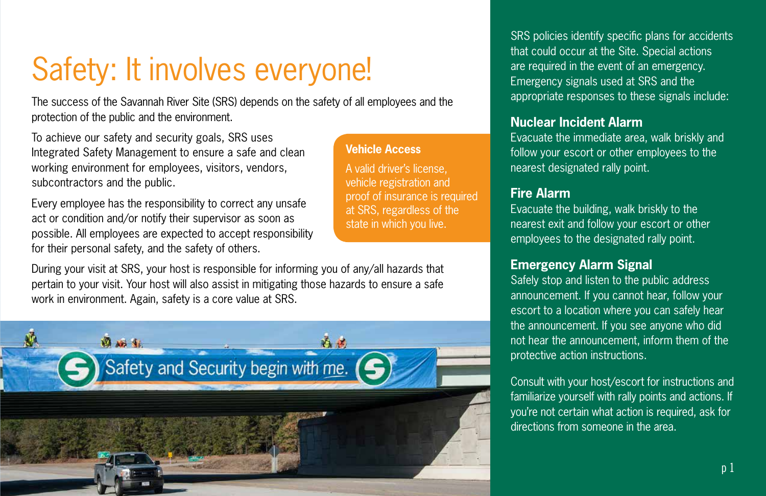# Safety: It involves everyone!

The success of the Savannah River Site (SRS) depends on the safety of all employees and the protection of the public and the environment.

To achieve our safety and security goals, SRS uses Integrated Safety Management to ensure a safe and clean working environment for employees, visitors, vendors, subcontractors and the public.

Every employee has the responsibility to correct any unsafe act or condition and/or notify their supervisor as soon as possible. All employees are expected to accept responsibility for their personal safety, and the safety of others.

### Vehicle Access

A valid driver's license, vehicle registration and proof of insurance is required at SRS, regardless of the state in which you live.

During your visit at SRS, your host is responsible for informing you of any/all hazards that pertain to your visit. Your host will also assist in mitigating those hazards to ensure a safe work in environment. Again, safety is a core value at SRS.

SRS policies identify specific plans for accidents that could occur at the Site. Special actions are required in the event of an emergency. Emergency signals used at SRS and the appropriate responses to these signals include:

### Nuclear Incident Alarm

Evacuate the immediate area, walk briskly and follow your escort or other employees to the nearest designated rally point.

### Fire Alarm

Evacuate the building, walk briskly to the nearest exit and follow your escort or other employees to the designated rally point.

### Emergency Alarm Signal

Safely stop and listen to the public address announcement. If you cannot hear, follow your escort to a location where you can safely hear the announcement. If you see anyone who did not hear the announcement, inform them of the protective action instructions.

Consult with your host/escort for instructions and familiarize yourself with rally points and actions. If you're not certain what action is required, ask for directions from someone in the area.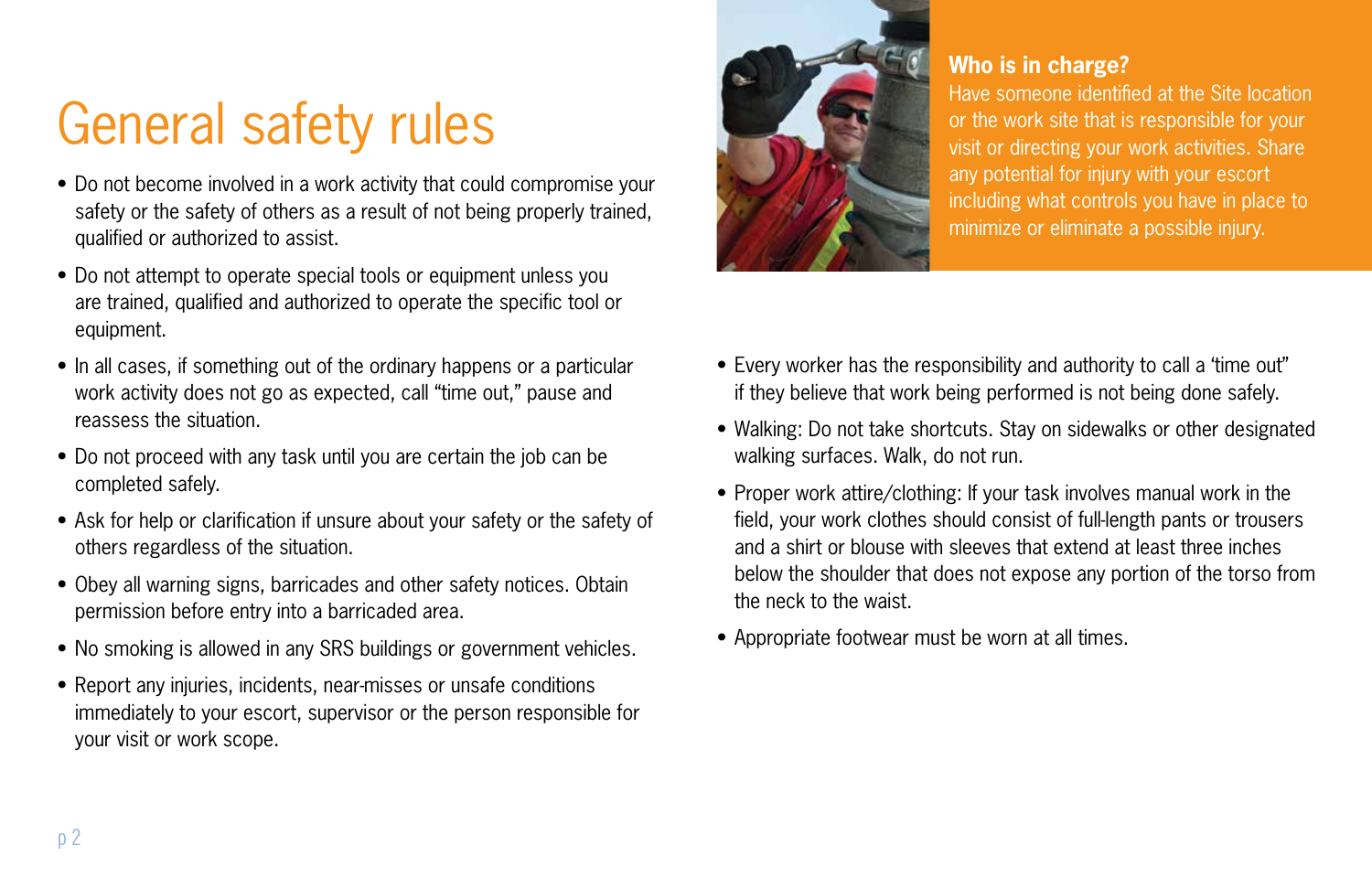# General safety rules

- Do not become involved in a work activity that could compromise your safety or the safety of others as a result of not being properly trained, qualified or authorized to assist.
- Do not attempt to operate special tools or equipment unless you are trained, qualified and authorized to operate the specific tool or equipment.
- In all cases, if something out of the ordinary happens or a particular work activity does not go as expected, call "time out," pause and reassess the situation.
- Do not proceed with any task until you are certain the job can be completed safely.
- Ask for help or clarification if unsure about your safety or the safety of others regardless of the situation.
- Obey all warning signs, barricades and other safety notices. Obtain permission before entry into a barricaded area.
- No smoking is allowed in any SRS buildings or government vehicles.
- Report any injuries, incidents, near-misses or unsafe conditions immediately to your escort, supervisor or the person responsible for your visit or work scope.

**Who is in charge?**

Have someone identified at the Site location or the work site that is responsible for your visit or directing your work activities. Share any potential for injury with your escort including what controls you have in place to minimize or eliminate a possible injury.

- Every worker has the responsibility and authority to call a 'time out" if they believe that work being performed is not being done safely.
- Walking: Do not take shortcuts. Stay on sidewalks or other designated walking surfaces. Walk, do not run.
- Proper work attire/clothing: If your task involves manual work in the field, your work clothes should consist of full-length pants or trousers and a shirt or blouse with sleeves that extend at least three inches below the shoulder that does not expose any portion of the torso from the neck to the waist.
- Appropriate footwear must be worn at all times.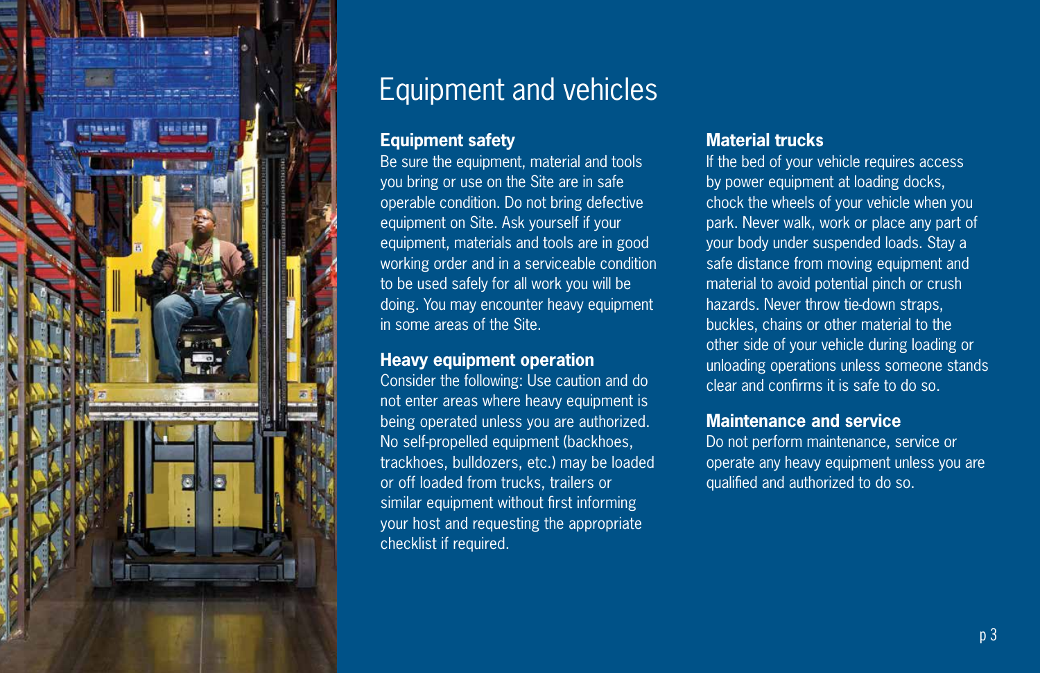# Equipment and vehicles

## Equipment safety

Be sure the equipment, material and tools you bring or use on the Site are in safe operable condition. Do not bring defective equipment on Site. Ask yourself if your equipment, materials and tools are in good working order and in a serviceable condition to be used safely for all work you will be doing. You may encounter heavy equipment in some areas of the Site.

## Heavy equipment operation

Consider the following: Use caution and do not enter areas where heavy equipment is being operated unless you are authorized. No self-propelled equipment (backhoes, trackhoes, bulldozers, etc.) may be loaded or off loaded from trucks, trailers or similar equipment without first informing your host and requesting the appropriate checklist if required.

## Material trucks

If the bed of your vehicle requires access by power equipment at loading docks, chock the wheels of your vehicle when you park. Never walk, work or place any part of your body under suspended loads. Stay a safe distance from moving equipment and material to avoid potential pinch or crush hazards. Never throw tie-down straps, buckles, chains or other material to the other side of your vehicle during loading or unloading operations unless someone stands clear and confirms it is safe to do so.

## Maintenance and service

Do not perform maintenance, service or operate any heavy equipment unless you are qualified and authorized to do so.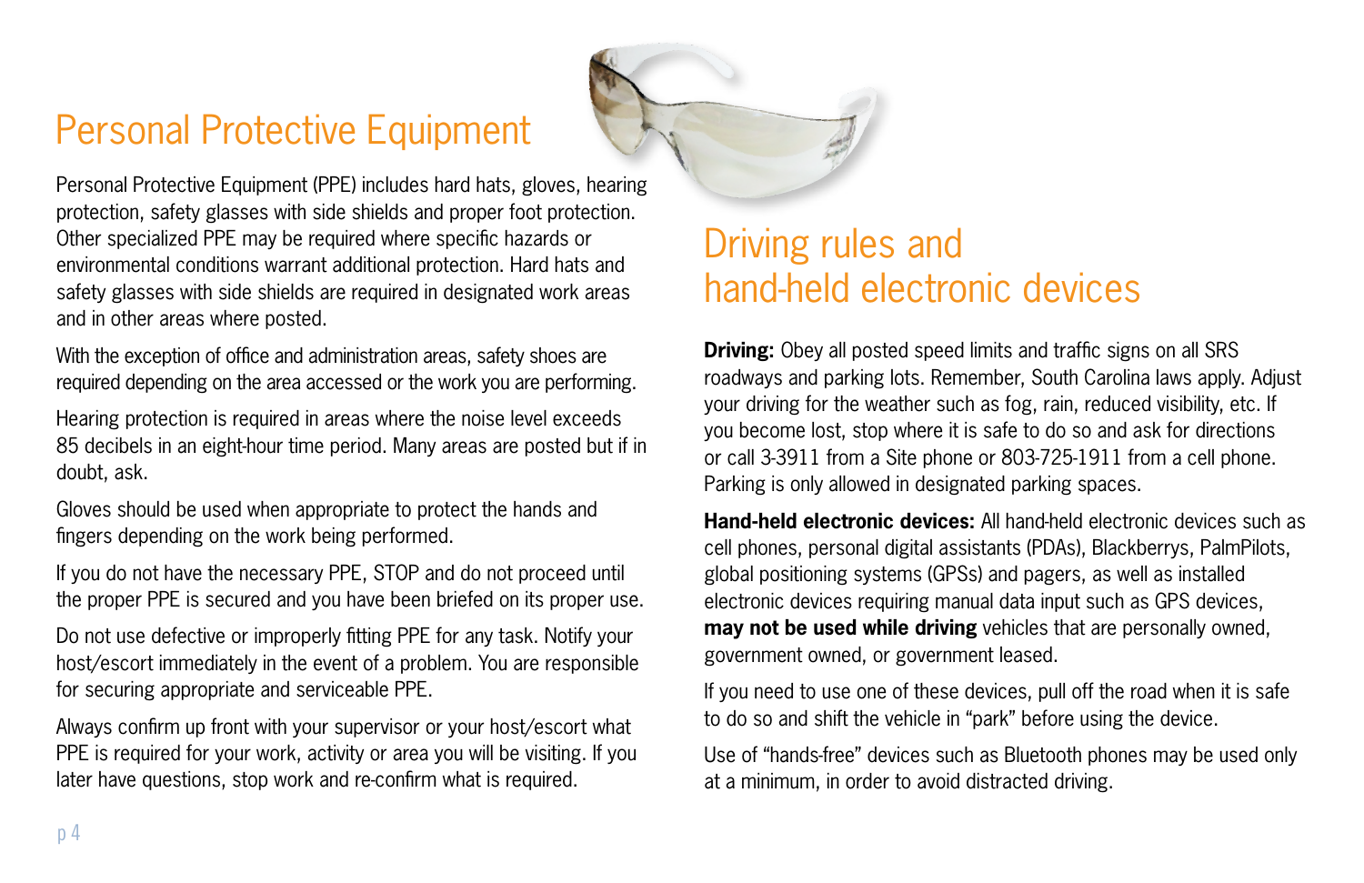# Personal Protective Equipment

Personal Protective Equipment (PPE) includes hard hats, gloves, hearing protection, safety glasses with side shields and proper foot protection. Other specialized PPE may be required where specific hazards or environmental conditions warrant additional protection. Hard hats and safety glasses with side shields are required in designated work areas and in other areas where posted.

With the exception of office and administration areas, safety shoes are required depending on the area accessed or the work you are performing.

Hearing protection is required in areas where the noise level exceeds 85 decibels in an eight-hour time period. Many areas are posted but if in doubt, ask.

Gloves should be used when appropriate to protect the hands and fingers depending on the work being performed.

If you do not have the necessary PPE, STOP and do not proceed until the proper PPE is secured and you have been briefed on its proper use.

Do not use defective or improperly fitting PPE for any task. Notify your host/escort immediately in the event of a problem. You are responsible for securing appropriate and serviceable PPE.

Always confirm up front with your supervisor or your host/escort what PPE is required for your work, activity or area you will be visiting. If you later have questions, stop work and re-confirm what is required.

# Driving rules and hand-held electronic devices

**Driving:** Obey all posted speed limits and traffic signs on all SRS roadways and parking lots. Remember, South Carolina laws apply. Adjust your driving for the weather such as fog, rain, reduced visibility, etc. If you become lost, stop where it is safe to do so and ask for directions or call 3-3911 from a Site phone or 803-725-1911 from a cell phone. Parking is only allowed in designated parking spaces.

**Hand-held electronic devices:** All hand-held electronic devices such as cell phones, personal digital assistants (PDAs), Blackberrys, PalmPilots, global positioning systems (GPSs) and pagers, as well as installed electronic devices requiring manual data input such as GPS devices, **may not be used while driving** vehicles that are personally owned, government owned, or government leased.

If you need to use one of these devices, pull off the road when it is safe to do so and shift the vehicle in "park" before using the device.

Use of "hands-free" devices such as Bluetooth phones may be used only at a minimum, in order to avoid distracted driving.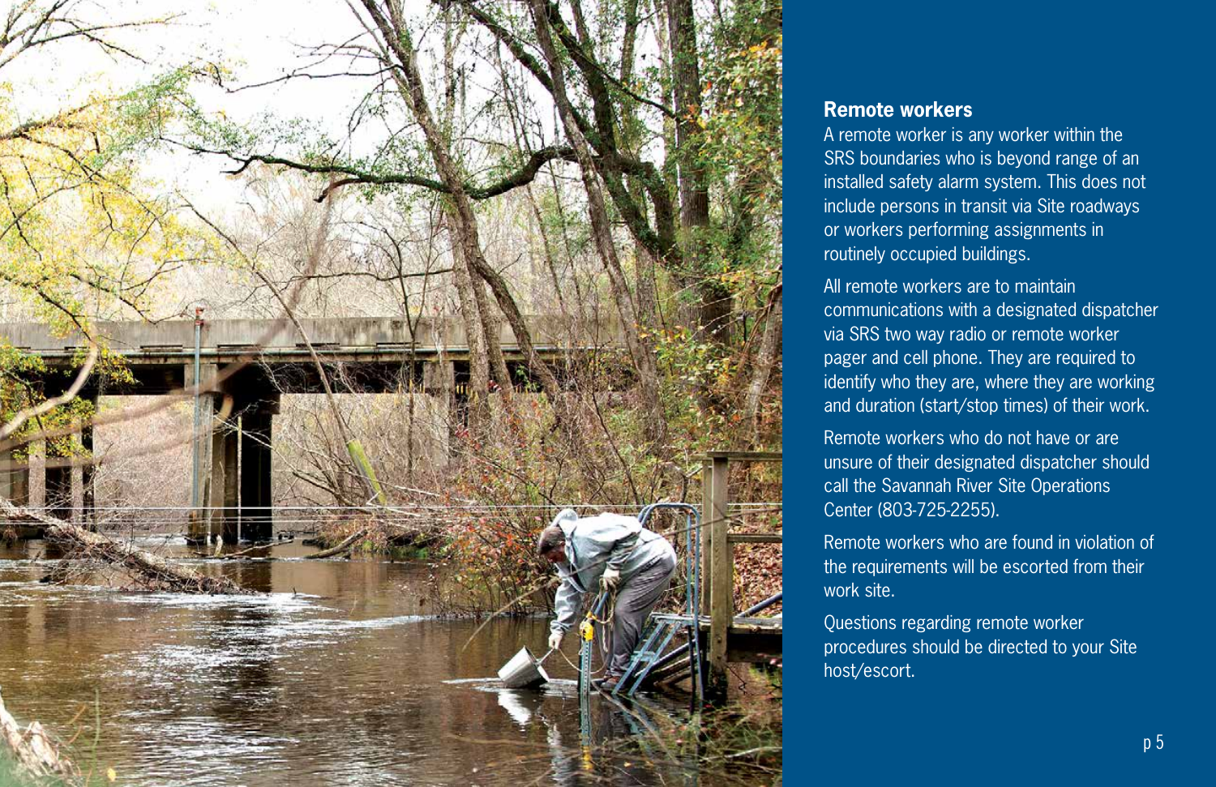## Remote workers

A remote worker is any worker within the SRS boundaries who is beyond range of an installed safety alarm system. This does not include persons in transit via Site roadways or workers performing assignments in routinely occupied buildings.

All remote workers are to maintain communications with a designated dispatcher via SRS two way radio or remote worker pager and cell phone. They are required to identify who they are, where they are working and duration (start/stop times) of their work.

Remote workers who do not have or are unsure of their designated dispatcher should call the Savannah River Site Operations Center (803-725-2255).

Remote workers who are found in violation of the requirements will be escorted from their work site.

Questions regarding remote worker procedures should be directed to your Site host/escort.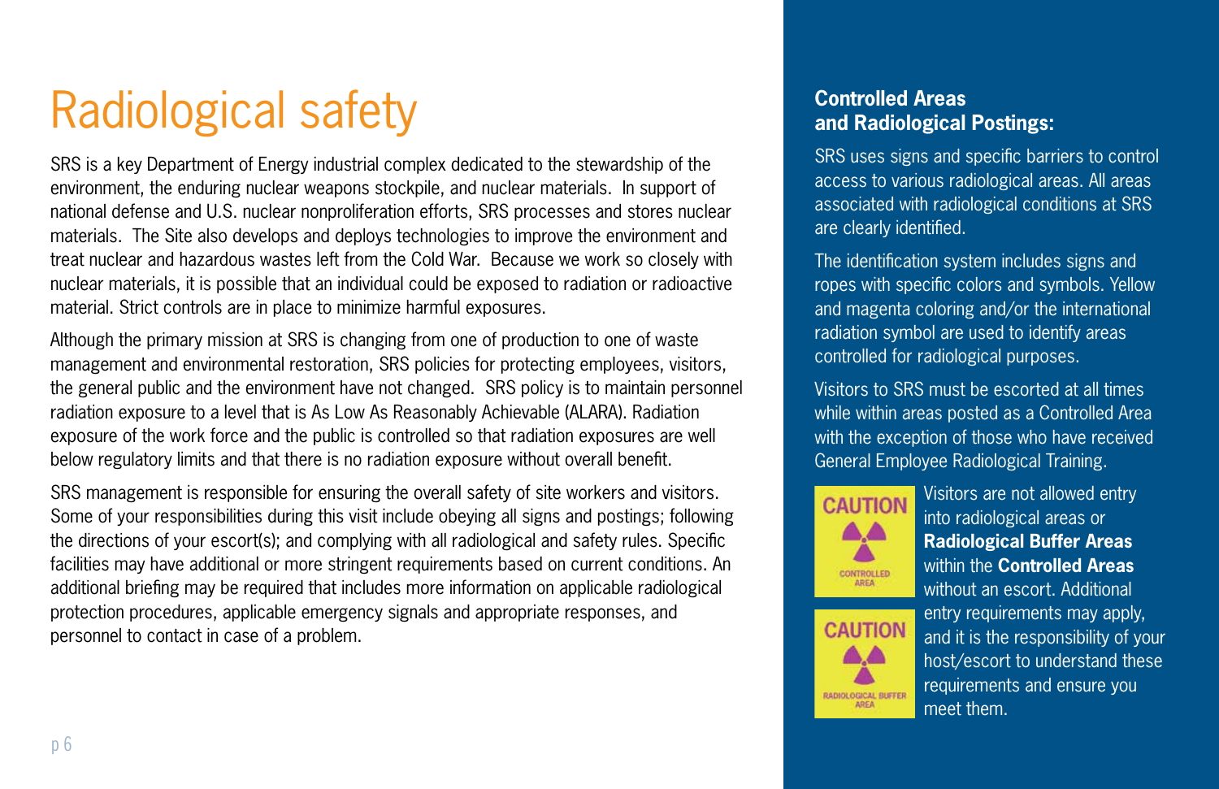# Radiological safety

SRS is a key Department of Energy industrial complex dedicated to the stewardship of the environment, the enduring nuclear weapons stockpile, and nuclear materials. In support of national defense and U.S. nuclear nonproliferation efforts, SRS processes and stores nuclear materials. The Site also develops and deploys technologies to improve the environment and treat nuclear and hazardous wastes left from the Cold War. Because we work so closely with nuclear materials, it is possible that an individual could be exposed to radiation or radioactive material. Strict controls are in place to minimize harmful exposures.

Although the primary mission at SRS is changing from one of production to one of waste management and environmental restoration, SRS policies for protecting employees, visitors, the general public and the environment have not changed. SRS policy is to maintain personnel radiation exposure to a level that is As Low As Reasonably Achievable (ALARA). Radiation exposure of the work force and the public is controlled so that radiation exposures are well below regulatory limits and that there is no radiation exposure without overall benefit.

SRS management is responsible for ensuring the overall safety of site workers and visitors. Some of your responsibilities during this visit include obeying all signs and postings; following the directions of your escort(s); and complying with all radiological and safety rules. Specific facilities may have additional or more stringent requirements based on current conditions. An additional briefing may be required that includes more information on applicable radiological protection procedures, applicable emergency signals and appropriate responses, and personnel to contact in case of a problem.

## Controlled Areas and Radiological Postings:

SRS uses signs and specific barriers to control access to various radiological areas. All areas associated with radiological conditions at SRS are clearly identified.

The identification system includes signs and ropes with specific colors and symbols. Yellow and magenta coloring and/or the international radiation symbol are used to identify areas controlled for radiological purposes.

Visitors to SRS must be escorted at all times while within areas posted as a Controlled Area with the exception of those who have received General Employee Radiological Training.

CAUTION
CONTROLLED AREA

CAUTION
RADIOLOGICAL BUFFER AREA

Visitors are not allowed entry into radiological areas or **Radiological Buffer Areas** within the **Controlled Areas** without an escort. Additional entry requirements may apply, and it is the responsibility of your host/escort to understand these requirements and ensure you meet them.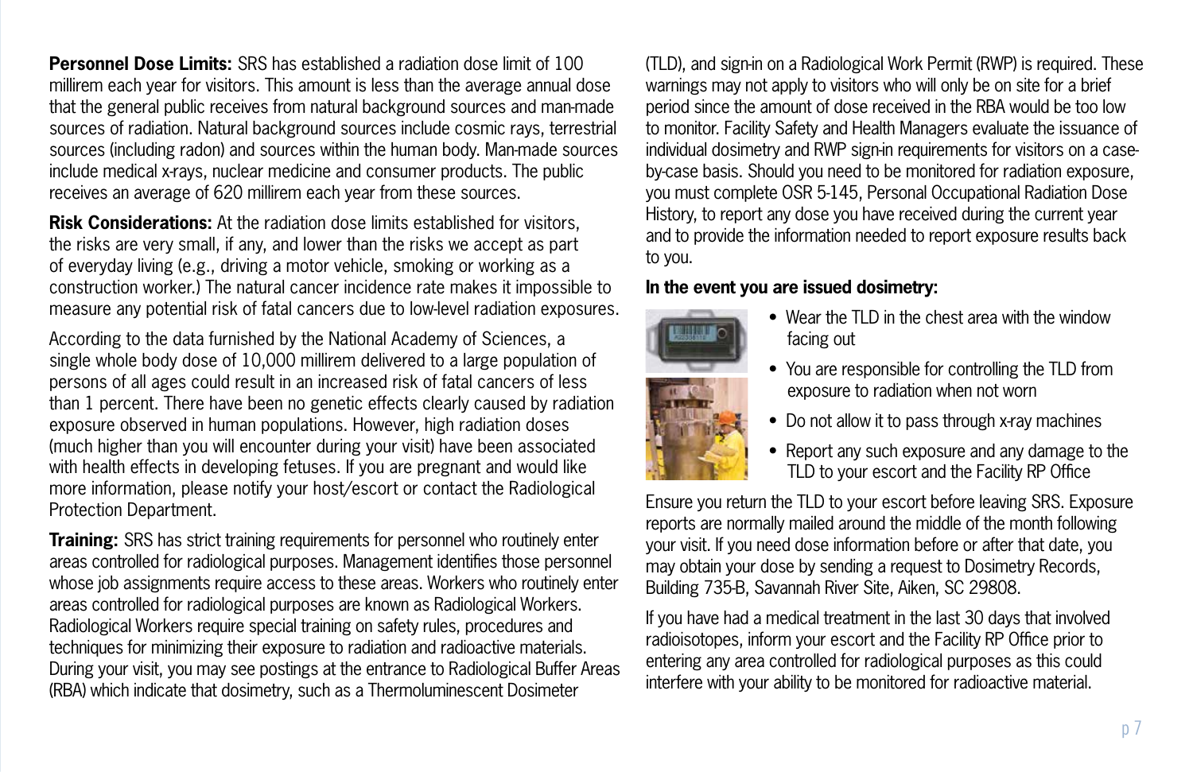**Personnel Dose Limits:** SRS has established a radiation dose limit of 100 millirem each year for visitors. This amount is less than the average annual dose that the general public receives from natural background sources and man-made sources of radiation. Natural background sources include cosmic rays, terrestrial sources (including radon) and sources within the human body. Man-made sources include medical x-rays, nuclear medicine and consumer products. The public receives an average of 620 millirem each year from these sources.

**Risk Considerations:** At the radiation dose limits established for visitors, the risks are very small, if any, and lower than the risks we accept as part of everyday living (e.g., driving a motor vehicle, smoking or working as a construction worker.) The natural cancer incidence rate makes it impossible to measure any potential risk of fatal cancers due to low-level radiation exposures.

According to the data furnished by the National Academy of Sciences, a single whole body dose of 10,000 millirem delivered to a large population of persons of all ages could result in an increased risk of fatal cancers of less than 1 percent. There have been no genetic effects clearly caused by radiation exposure observed in human populations. However, high radiation doses (much higher than you will encounter during your visit) have been associated with health effects in developing fetuses. If you are pregnant and would like more information, please notify your host/escort or contact the Radiological Protection Department.

**Training:** SRS has strict training requirements for personnel who routinely enter areas controlled for radiological purposes. Management identifies those personnel whose job assignments require access to these areas. Workers who routinely enter areas controlled for radiological purposes are known as Radiological Workers. Radiological Workers require special training on safety rules, procedures and techniques for minimizing their exposure to radiation and radioactive materials. During your visit, you may see postings at the entrance to Radiological Buffer Areas (RBA) which indicate that dosimetry, such as a Thermoluminescent Dosimeter (TLD), and sign-in on a Radiological Work Permit (RWP) is required. These warnings may not apply to visitors who will only be on site for a brief period since the amount of dose received in the RBA would be too low to monitor. Facility Safety and Health Managers evaluate the issuance of individual dosimetry and RWP sign-in requirements for visitors on a case-by-case basis. Should you need to be monitored for radiation exposure, you must complete OSR 5-145, Personal Occupational Radiation Dose History, to report any dose you have received during the current year and to provide the information needed to report exposure results back to you.

**In the event you are issued dosimetry:**

- Wear the TLD in the chest area with the window facing out
- You are responsible for controlling the TLD from exposure to radiation when not worn
- Do not allow it to pass through x-ray machines
- Report any such exposure and any damage to the TLD to your escort and the Facility RP Office

Ensure you return the TLD to your escort before leaving SRS. Exposure reports are normally mailed around the middle of the month following your visit. If you need dose information before or after that date, you may obtain your dose by sending a request to Dosimetry Records, Building 735-B, Savannah River Site, Aiken, SC 29808.

If you have had a medical treatment in the last 30 days that involved radioisotopes, inform your escort and the Facility RP Office prior to entering any area controlled for radiological purposes as this could interfere with your ability to be monitored for radioactive material.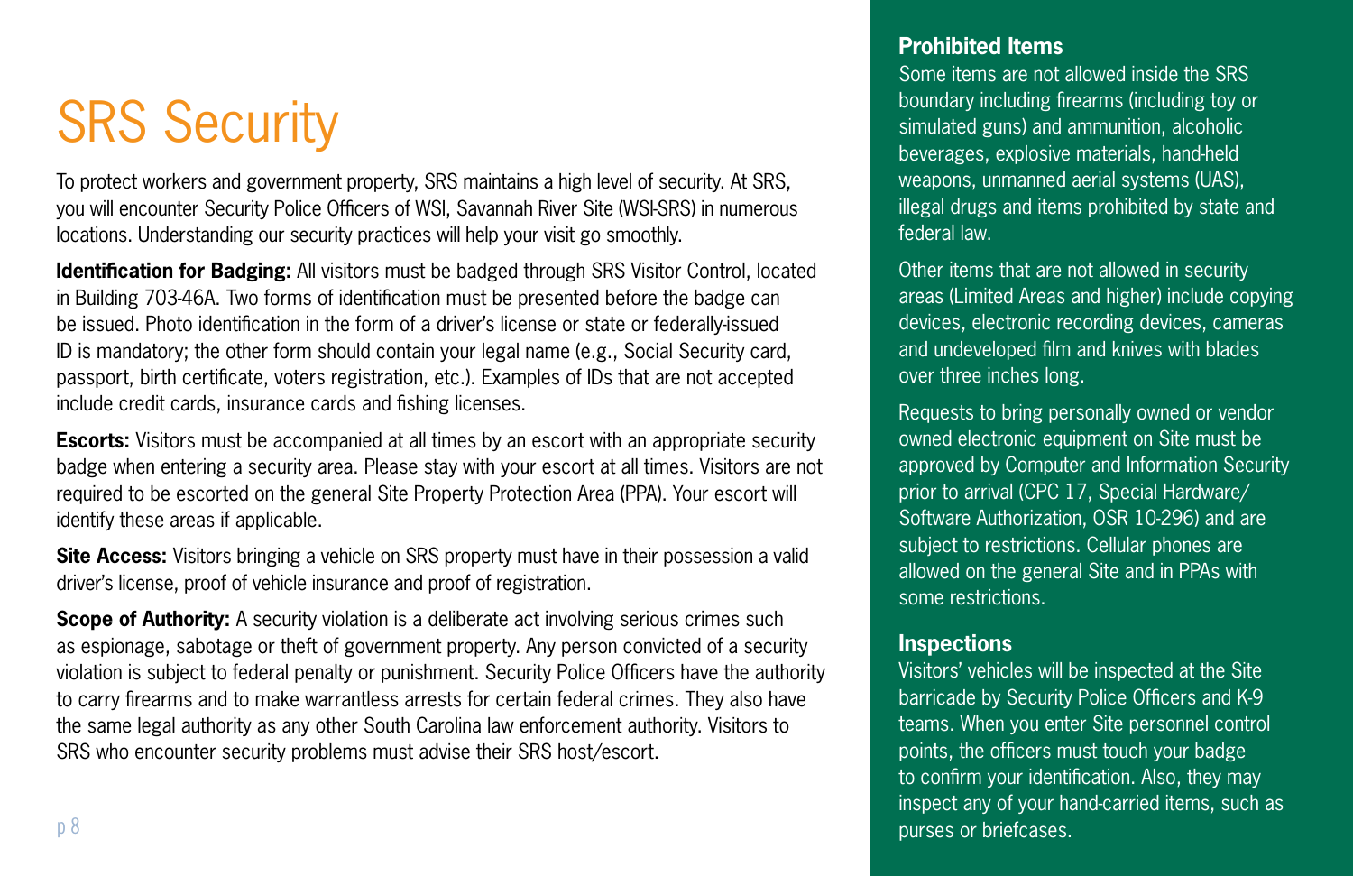# SRS Security

To protect workers and government property, SRS maintains a high level of security. At SRS, you will encounter Security Police Officers of WSI, Savannah River Site (WSI-SRS) in numerous locations. Understanding our security practices will help your visit go smoothly.

**Identification for Badging:** All visitors must be badged through SRS Visitor Control, located in Building 703-46A. Two forms of identification must be presented before the badge can be issued. Photo identification in the form of a driver's license or state or federally-issued ID is mandatory; the other form should contain your legal name (e.g., Social Security card, passport, birth certificate, voters registration, etc.). Examples of IDs that are not accepted include credit cards, insurance cards and fishing licenses.

**Escorts:** Visitors must be accompanied at all times by an escort with an appropriate security badge when entering a security area. Please stay with your escort at all times. Visitors are not required to be escorted on the general Site Property Protection Area (PPA). Your escort will identify these areas if applicable.

**Site Access:** Visitors bringing a vehicle on SRS property must have in their possession a valid driver's license, proof of vehicle insurance and proof of registration.

**Scope of Authority:** A security violation is a deliberate act involving serious crimes such as espionage, sabotage or theft of government property. Any person convicted of a security violation is subject to federal penalty or punishment. Security Police Officers have the authority to carry firearms and to make warrantless arrests for certain federal crimes. They also have the same legal authority as any other South Carolina law enforcement authority. Visitors to SRS who encounter security problems must advise their SRS host/escort.

## Prohibited Items

Some items are not allowed inside the SRS boundary including firearms (including toy or simulated guns) and ammunition, alcoholic beverages, explosive materials, hand-held weapons, unmanned aerial systems (UAS), illegal drugs and items prohibited by state and federal law.

Other items that are not allowed in security areas (Limited Areas and higher) include copying devices, electronic recording devices, cameras and undeveloped film and knives with blades over three inches long.

Requests to bring personally owned or vendor owned electronic equipment on Site must be approved by Computer and Information Security prior to arrival (CPC 17, Special Hardware/ Software Authorization, OSR 10-296) and are subject to restrictions. Cellular phones are allowed on the general Site and in PPAs with some restrictions.

## Inspections

Visitors' vehicles will be inspected at the Site barricade by Security Police Officers and K-9 teams. When you enter Site personnel control points, the officers must touch your badge to confirm your identification. Also, they may inspect any of your hand-carried items, such as purses or briefcases.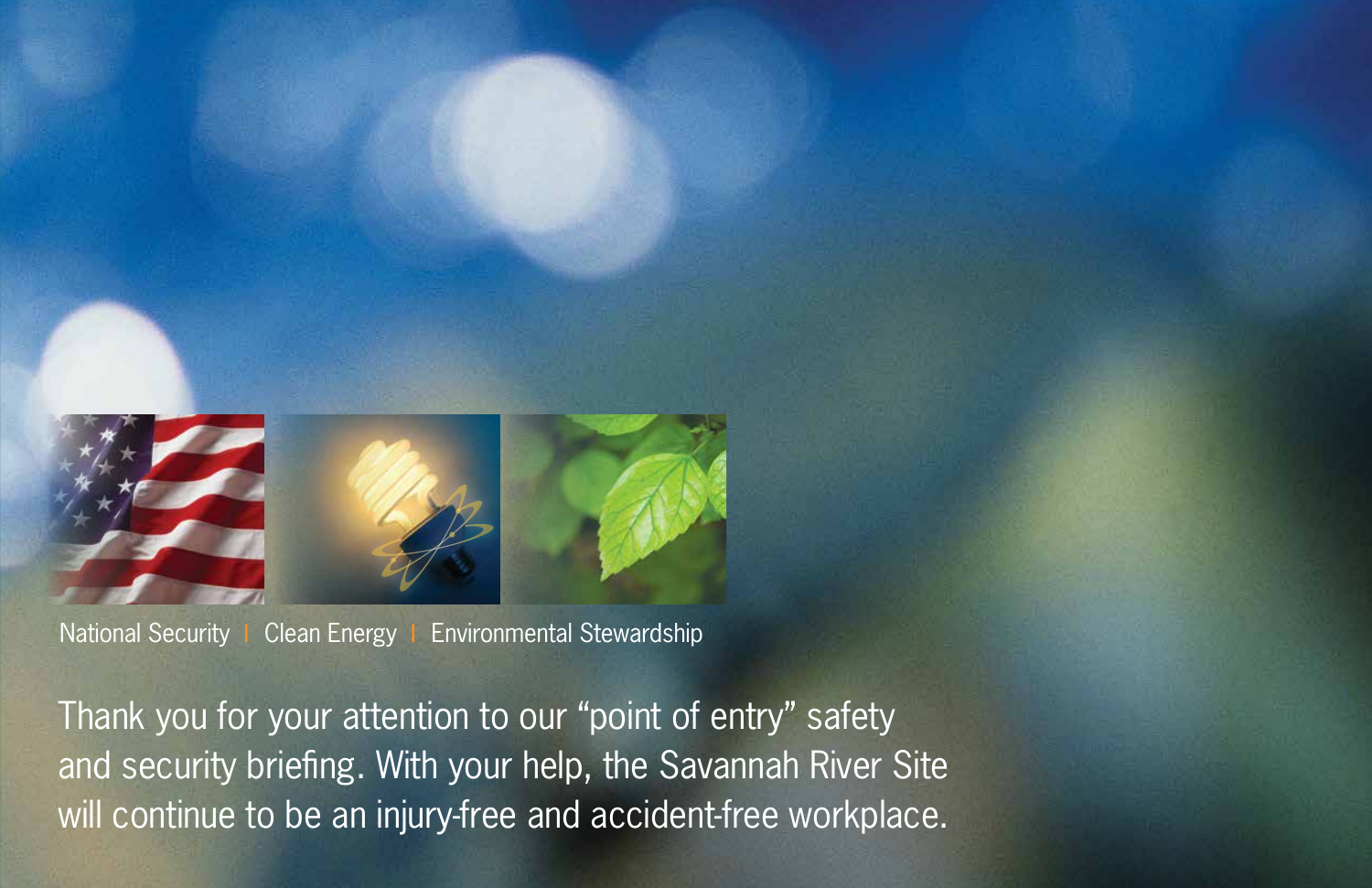National Security | Clean Energy | Environmental Stewardship

Thank you for your attention to our "point of entry" safety and security briefing. With your help, the Savannah River Site will continue to be an injury-free and accident-free workplace.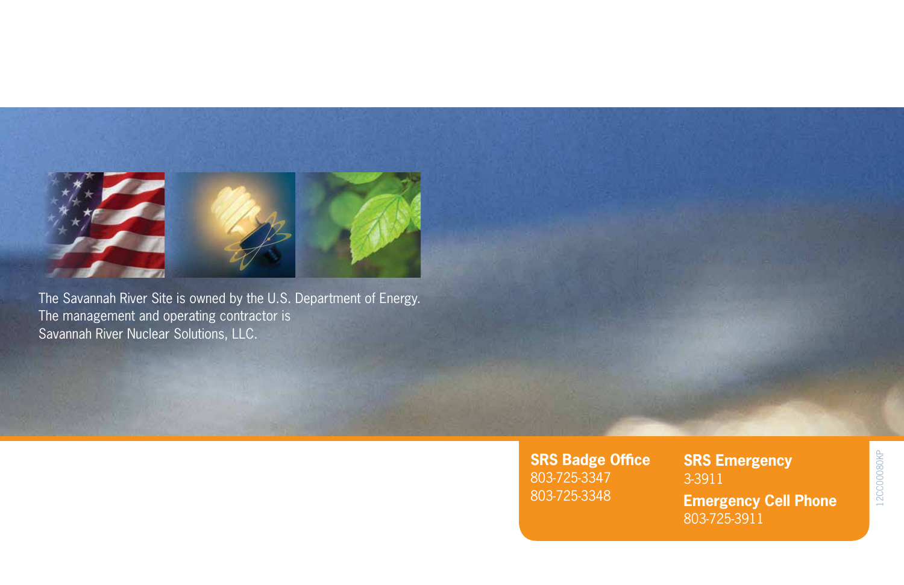The Savannah River Site is owned by the U.S. Department of Energy.
The management and operating contractor is
Savannah River Nuclear Solutions, LLC.

**SRS Badge Office**
803-725-3347
803-725-3348

**SRS Emergency**
3-3911

**Emergency Cell Phone**
803-725-3911

12CC00080KP